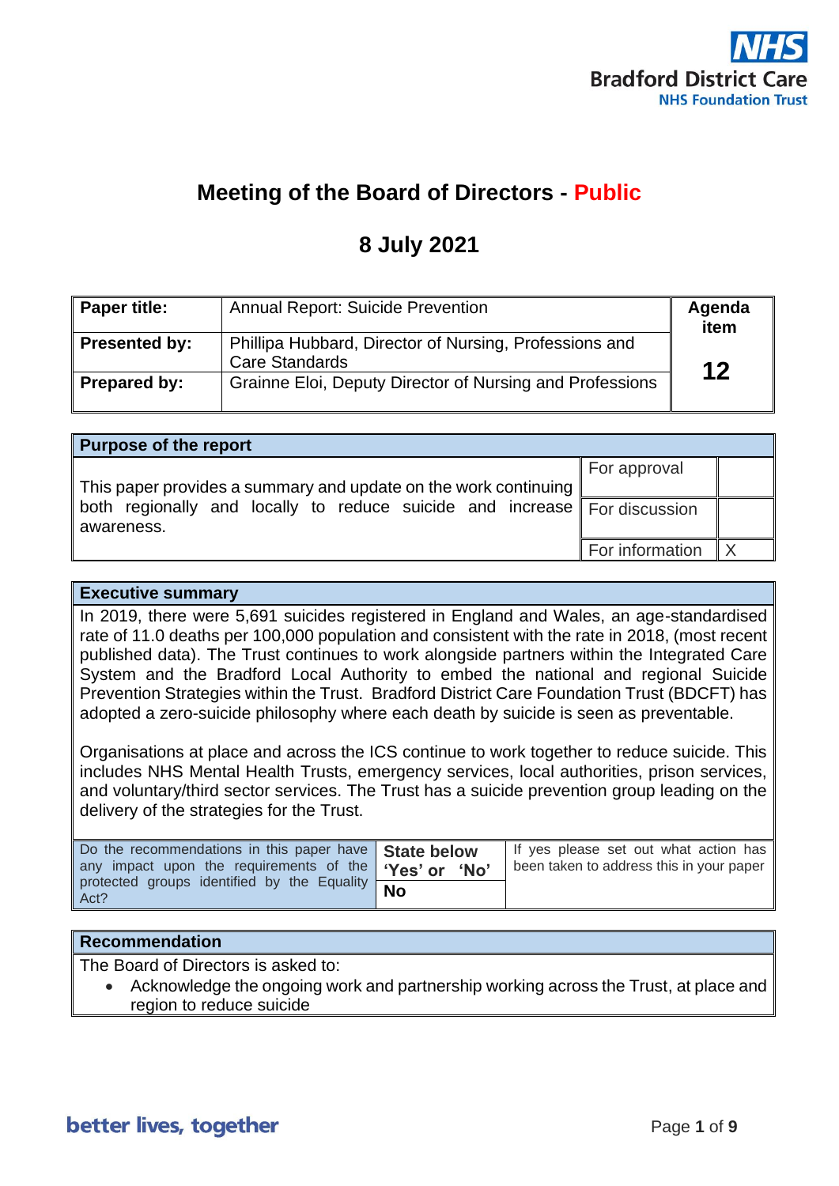NHS Bradford District Care NHS Foundation Trust

# Meeting of the Board of Directors - Public

## 8 July 2021

| | | |
|---|---|---|
| **Paper title:** | Annual Report: Suicide Prevention | **Agenda item** **12** |
| **Presented by:** | Phillipa Hubbard, Director of Nursing, Professions and Care Standards | |
| **Prepared by:** | Grainne Eloi, Deputy Director of Nursing and Professions | |

| **Purpose of the report** | | |
|---|---|---|
| This paper provides a summary and update on the work continuing both regionally and locally to reduce suicide and increase awareness. | For approval | |
| | For discussion | |
| | For information | X |

**Executive summary**

In 2019, there were 5,691 suicides registered in England and Wales, an age-standardised rate of 11.0 deaths per 100,000 population and consistent with the rate in 2018, (most recent published data). The Trust continues to work alongside partners within the Integrated Care System and the Bradford Local Authority to embed the national and regional Suicide Prevention Strategies within the Trust. Bradford District Care Foundation Trust (BDCFT) has adopted a zero-suicide philosophy where each death by suicide is seen as preventable.

Organisations at place and across the ICS continue to work together to reduce suicide. This includes NHS Mental Health Trusts, emergency services, local authorities, prison services, and voluntary/third sector services. The Trust has a suicide prevention group leading on the delivery of the strategies for the Trust.

| | | |
|---|---|---|
| Do the recommendations in this paper have any impact upon the requirements of the protected groups identified by the Equality Act? | **State below 'Yes' or 'No'** | If yes please set out what action has been taken to address this in your paper |
| | **No** | |

**Recommendation**

The Board of Directors is asked to:

- Acknowledge the ongoing work and partnership working across the Trust, at place and region to reduce suicide

better lives, together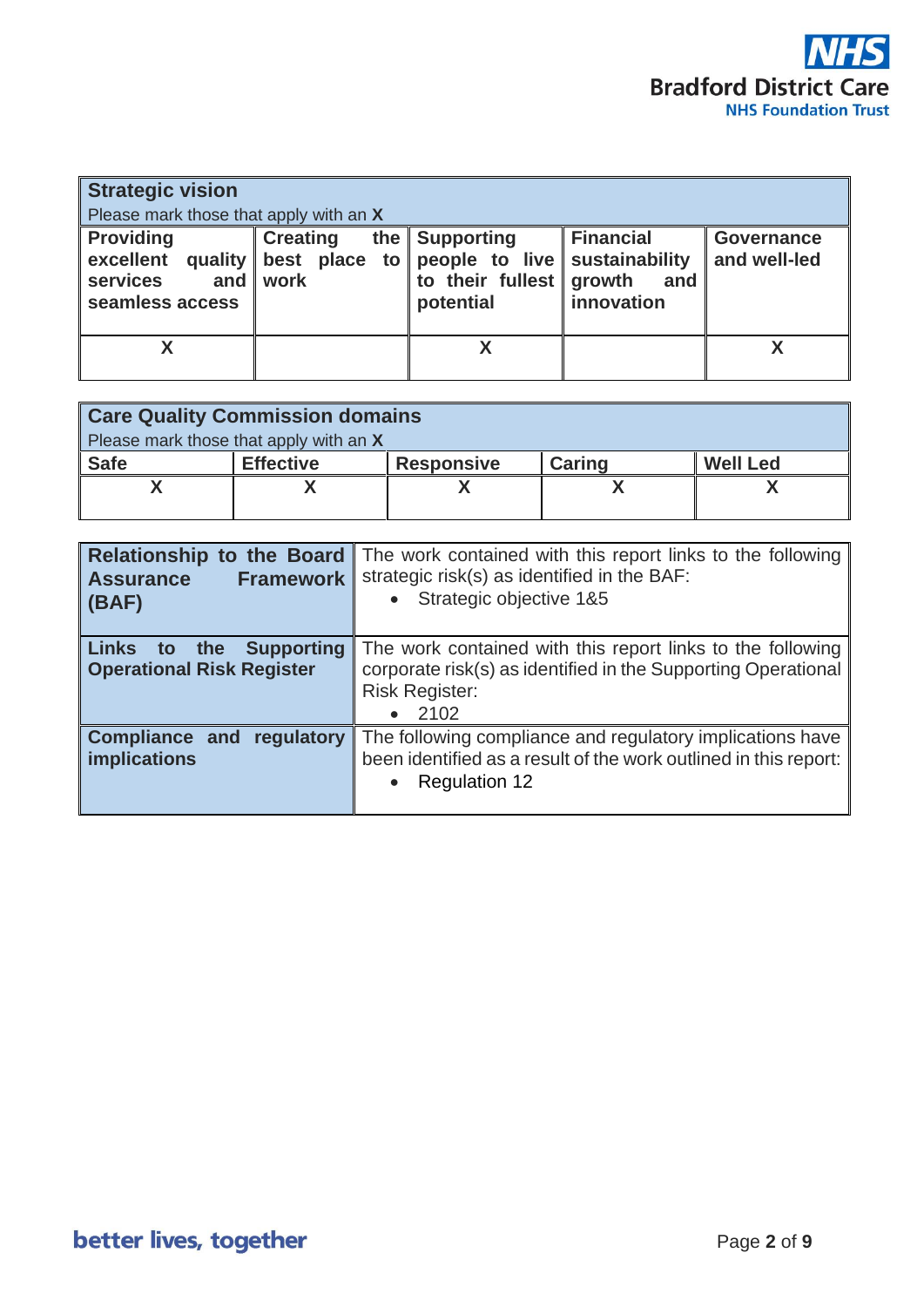| **Strategic vision**<br>Please mark those that apply with an **X** | | | | |
|---|---|---|---|---|
| **Providing excellent quality services and seamless access** | **Creating the best place to work** | **Supporting people to live to their fullest potential** | **Financial sustainability growth and innovation** | **Governance and well-led** |
| X | | X | | X |

| **Care Quality Commission domains**<br>Please mark those that apply with an **X** | | | | |
|---|---|---|---|---|
| **Safe** | **Effective** | **Responsive** | **Caring** | **Well Led** |
| X | X | X | X | X |

| | |
|---|---|
| **Relationship to the Board Assurance Framework (BAF)** | The work contained with this report links to the following strategic risk(s) as identified in the BAF:<br>• Strategic objective 1&5 |
| **Links to the Supporting Operational Risk Register** | The work contained with this report links to the following corporate risk(s) as identified in the Supporting Operational Risk Register:<br>• 2102 |
| **Compliance and regulatory implications** | The following compliance and regulatory implications have been identified as a result of the work outlined in this report:<br>• Regulation 12 |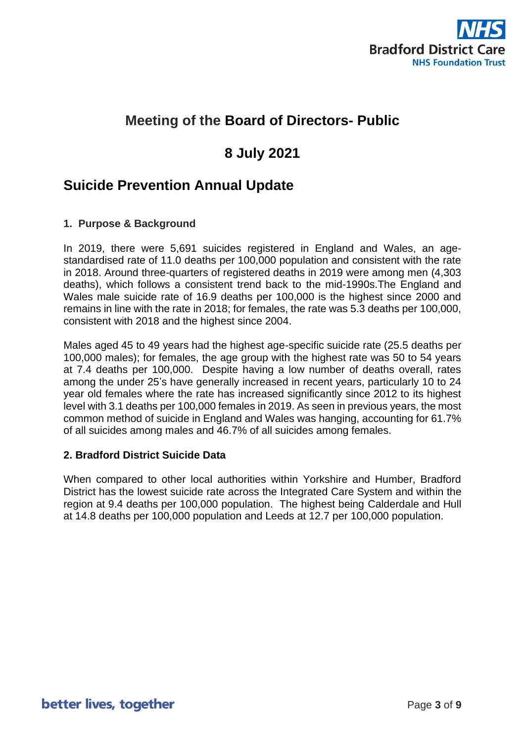# Meeting of the **Board of Directors- Public**

## 8 July 2021

## Suicide Prevention Annual Update

### 1. Purpose & Background

In 2019, there were 5,691 suicides registered in England and Wales, an age-standardised rate of 11.0 deaths per 100,000 population and consistent with the rate in 2018. Around three-quarters of registered deaths in 2019 were among men (4,303 deaths), which follows a consistent trend back to the mid-1990s.The England and Wales male suicide rate of 16.9 deaths per 100,000 is the highest since 2000 and remains in line with the rate in 2018; for females, the rate was 5.3 deaths per 100,000, consistent with 2018 and the highest since 2004.

Males aged 45 to 49 years had the highest age-specific suicide rate (25.5 deaths per 100,000 males); for females, the age group with the highest rate was 50 to 54 years at 7.4 deaths per 100,000. Despite having a low number of deaths overall, rates among the under 25's have generally increased in recent years, particularly 10 to 24 year old females where the rate has increased significantly since 2012 to its highest level with 3.1 deaths per 100,000 females in 2019. As seen in previous years, the most common method of suicide in England and Wales was hanging, accounting for 61.7% of all suicides among males and 46.7% of all suicides among females.

### 2. Bradford District Suicide Data

When compared to other local authorities within Yorkshire and Humber, Bradford District has the lowest suicide rate across the Integrated Care System and within the region at 9.4 deaths per 100,000 population. The highest being Calderdale and Hull at 14.8 deaths per 100,000 population and Leeds at 12.7 per 100,000 population.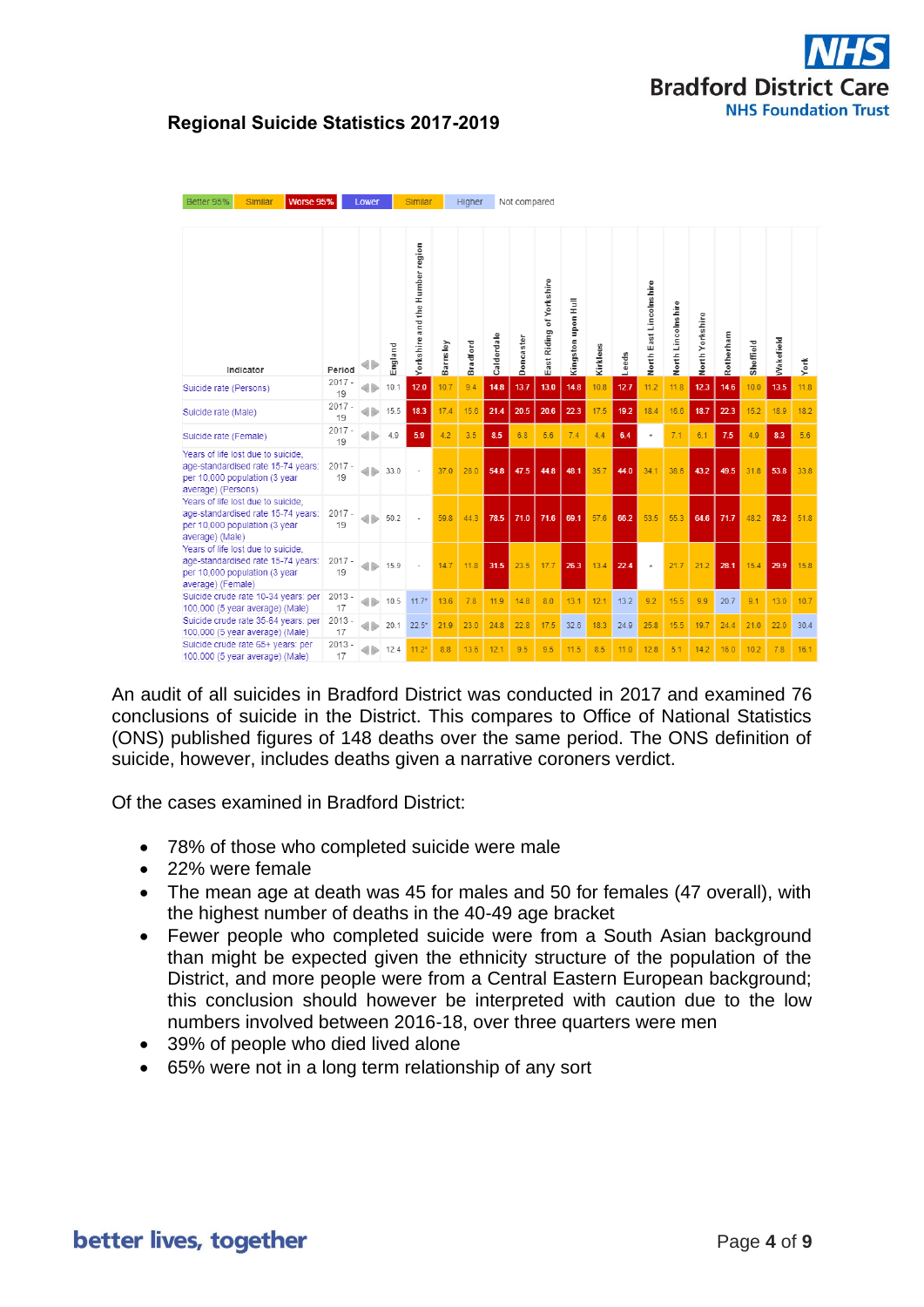## Regional Suicide Statistics 2017-2019

Better 95% | Similar | Worse 95% | Lower | Similar | Higher | Not compared

| Indicator | Period | England | Yorkshire and the Humber region | Barnsley | Bradford | Calderdale | Doncaster | East Riding of Yorkshire | Kingston upon Hull | Kirklees | Leeds | North East Lincolnshire | North Lincolnshire | North Yorkshire | Rotherham | Sheffield | Wakefield | York |
|---|---|---|---|---|---|---|---|---|---|---|---|---|---|---|---|---|---|---|
| Suicide rate (Persons) | 2017 - 19 | 10.1 | 12.0 | 10.7 | 9.4 | 14.8 | 13.7 | 13.0 | 14.8 | 10.8 | 12.7 | 11.2 | 11.8 | 12.3 | 14.6 | 10.0 | 13.5 | 11.8 |
| Suicide rate (Male) | 2017 - 19 | 15.5 | 18.3 | 17.4 | 15.0 | 21.4 | 20.5 | 20.6 | 22.3 | 17.5 | 19.2 | 18.4 | 16.6 | 18.7 | 22.3 | 15.2 | 18.9 | 18.2 |
| Suicide rate (Female) | 2017 - 19 | 4.9 | 5.9 | 4.2 | 3.5 | 8.5 | 6.8 | 5.6 | 7.4 | 4.4 | 6.4 | * | 7.1 | 6.1 | 7.5 | 4.9 | 8.3 | 5.6 |
| Years of life lost due to suicide, age-standardised rate 15-74 years: per 10,000 population (3 year average) (Persons) | 2017 - 19 | 33.0 | - | 37.0 | 28.0 | 54.8 | 47.5 | 44.8 | 48.1 | 35.7 | 44.0 | 34.1 | 38.6 | 43.2 | 49.5 | 31.8 | 53.8 | 33.8 |
| Years of life lost due to suicide, age-standardised rate 15-74 years: per 10,000 population (3 year average) (Male) | 2017 - 19 | 50.2 | - | 59.8 | 44.3 | 78.5 | 71.0 | 71.6 | 69.1 | 57.6 | 66.2 | 53.5 | 55.3 | 64.6 | 71.7 | 48.2 | 78.2 | 51.8 |
| Years of life lost due to suicide, age-standardised rate 15-74 years: per 10,000 population (3 year average) (Female) | 2017 - 19 | 15.9 | - | 14.7 | 11.8 | 31.5 | 23.5 | 17.7 | 26.3 | 13.4 | 22.4 | * | 21.7 | 21.2 | 28.1 | 15.4 | 29.9 | 15.8 |
| Suicide crude rate 10-34 years: per 100,000 (5 year average) (Male) | 2013 - 17 | 10.5 | 11.7* | 13.6 | 7.8 | 11.9 | 14.8 | 8.0 | 13.1 | 12.1 | 13.2 | 9.2 | 15.5 | 9.9 | 20.7 | 9.1 | 13.0 | 10.7 |
| Suicide crude rate 35-64 years: per 100,000 (5 year average) (Male) | 2013 - 17 | 20.1 | 22.5* | 21.9 | 23.0 | 24.8 | 22.8 | 17.5 | 32.6 | 18.3 | 24.9 | 25.8 | 15.5 | 19.7 | 24.4 | 21.0 | 22.0 | 30.4 |
| Suicide crude rate 65+ years: per 100,000 (5 year average) (Male) | 2013 - 17 | 12.4 | 11.2* | 8.8 | 13.6 | 12.1 | 9.5 | 9.5 | 11.5 | 8.5 | 11.0 | 12.8 | 5.1 | 14.2 | 16.0 | 10.2 | 7.8 | 16.1 |

An audit of all suicides in Bradford District was conducted in 2017 and examined 76 conclusions of suicide in the District. This compares to Office of National Statistics (ONS) published figures of 148 deaths over the same period. The ONS definition of suicide, however, includes deaths given a narrative coroners verdict.

Of the cases examined in Bradford District:

- 78% of those who completed suicide were male
- 22% were female
- The mean age at death was 45 for males and 50 for females (47 overall), with the highest number of deaths in the 40-49 age bracket
- Fewer people who completed suicide were from a South Asian background than might be expected given the ethnicity structure of the population of the District, and more people were from a Central Eastern European background; this conclusion should however be interpreted with caution due to the low numbers involved between 2016-18, over three quarters were men
- 39% of people who died lived alone
- 65% were not in a long term relationship of any sort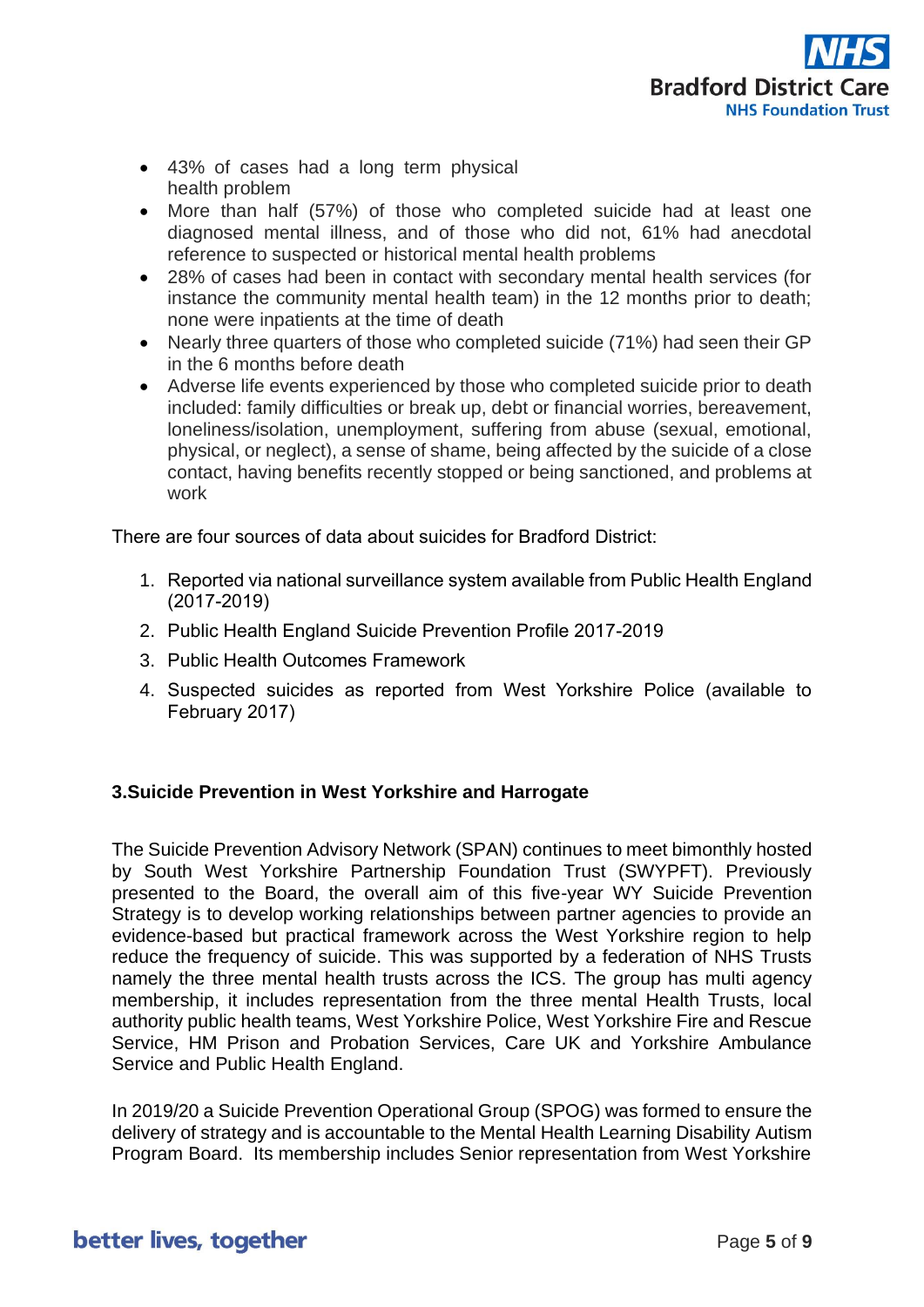- 43% of cases had a long term physical health problem
- More than half (57%) of those who completed suicide had at least one diagnosed mental illness, and of those who did not, 61% had anecdotal reference to suspected or historical mental health problems
- 28% of cases had been in contact with secondary mental health services (for instance the community mental health team) in the 12 months prior to death; none were inpatients at the time of death
- Nearly three quarters of those who completed suicide (71%) had seen their GP in the 6 months before death
- Adverse life events experienced by those who completed suicide prior to death included: family difficulties or break up, debt or financial worries, bereavement, loneliness/isolation, unemployment, suffering from abuse (sexual, emotional, physical, or neglect), a sense of shame, being affected by the suicide of a close contact, having benefits recently stopped or being sanctioned, and problems at work

There are four sources of data about suicides for Bradford District:

1. Reported via national surveillance system available from Public Health England (2017-2019)
2. Public Health England Suicide Prevention Profile 2017-2019
3. Public Health Outcomes Framework
4. Suspected suicides as reported from West Yorkshire Police (available to February 2017)

### 3.Suicide Prevention in West Yorkshire and Harrogate

The Suicide Prevention Advisory Network (SPAN) continues to meet bimonthly hosted by South West Yorkshire Partnership Foundation Trust (SWYPFT). Previously presented to the Board, the overall aim of this five-year WY Suicide Prevention Strategy is to develop working relationships between partner agencies to provide an evidence-based but practical framework across the West Yorkshire region to help reduce the frequency of suicide. This was supported by a federation of NHS Trusts namely the three mental health trusts across the ICS. The group has multi agency membership, it includes representation from the three mental Health Trusts, local authority public health teams, West Yorkshire Police, West Yorkshire Fire and Rescue Service, HM Prison and Probation Services, Care UK and Yorkshire Ambulance Service and Public Health England.

In 2019/20 a Suicide Prevention Operational Group (SPOG) was formed to ensure the delivery of strategy and is accountable to the Mental Health Learning Disability Autism Program Board. Its membership includes Senior representation from West Yorkshire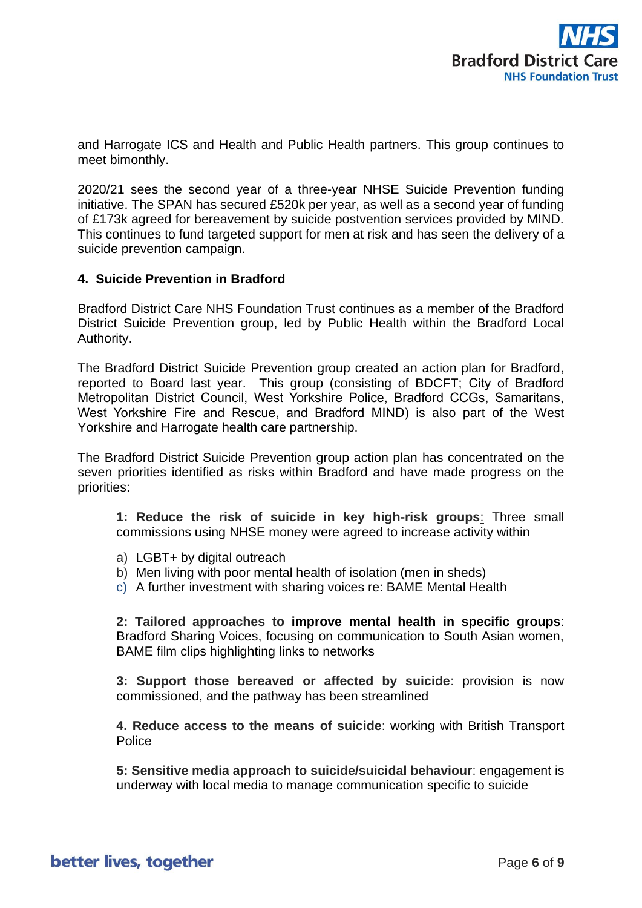and Harrogate ICS and Health and Public Health partners. This group continues to meet bimonthly.

2020/21 sees the second year of a three-year NHSE Suicide Prevention funding initiative. The SPAN has secured £520k per year, as well as a second year of funding of £173k agreed for bereavement by suicide postvention services provided by MIND. This continues to fund targeted support for men at risk and has seen the delivery of a suicide prevention campaign.

## 4. Suicide Prevention in Bradford

Bradford District Care NHS Foundation Trust continues as a member of the Bradford District Suicide Prevention group, led by Public Health within the Bradford Local Authority.

The Bradford District Suicide Prevention group created an action plan for Bradford, reported to Board last year. This group (consisting of BDCFT; City of Bradford Metropolitan District Council, West Yorkshire Police, Bradford CCGs, Samaritans, West Yorkshire Fire and Rescue, and Bradford MIND) is also part of the West Yorkshire and Harrogate health care partnership.

The Bradford District Suicide Prevention group action plan has concentrated on the seven priorities identified as risks within Bradford and have made progress on the priorities:

**1: Reduce the risk of suicide in key high-risk groups**: Three small commissions using NHSE money were agreed to increase activity within

a) LGBT+ by digital outreach
b) Men living with poor mental health of isolation (men in sheds)
c) A further investment with sharing voices re: BAME Mental Health

**2: Tailored approaches to improve mental health in specific groups**: Bradford Sharing Voices, focusing on communication to South Asian women, BAME film clips highlighting links to networks

**3: Support those bereaved or affected by suicide**: provision is now commissioned, and the pathway has been streamlined

**4. Reduce access to the means of suicide**: working with British Transport Police

**5: Sensitive media approach to suicide/suicidal behaviour**: engagement is underway with local media to manage communication specific to suicide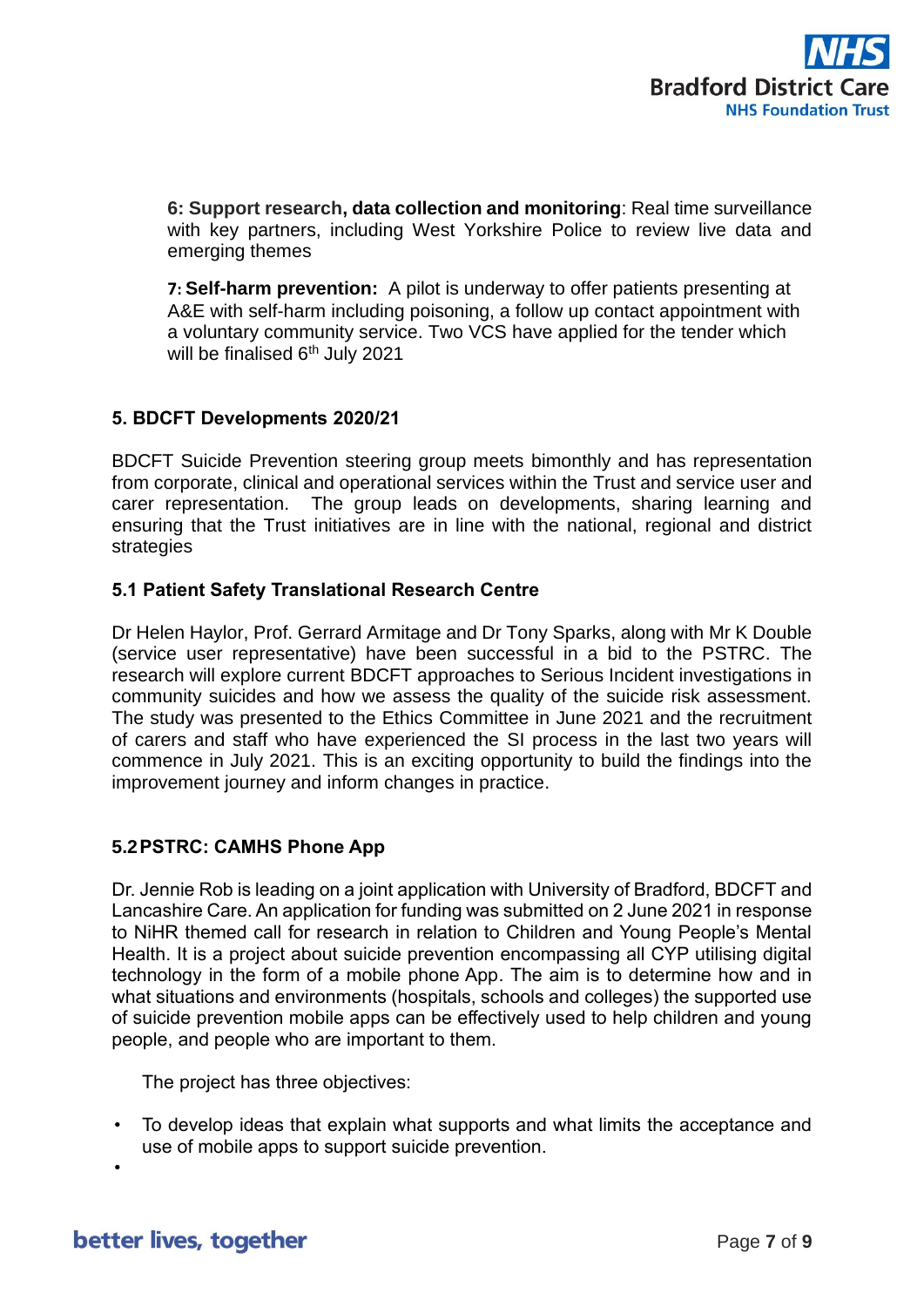**6: Support research, data collection and monitoring**: Real time surveillance with key partners, including West Yorkshire Police to review live data and emerging themes

**7: Self-harm prevention:** A pilot is underway to offer patients presenting at A&E with self-harm including poisoning, a follow up contact appointment with a voluntary community service. Two VCS have applied for the tender which will be finalised 6th July 2021

## 5. BDCFT Developments 2020/21

BDCFT Suicide Prevention steering group meets bimonthly and has representation from corporate, clinical and operational services within the Trust and service user and carer representation. The group leads on developments, sharing learning and ensuring that the Trust initiatives are in line with the national, regional and district strategies

### 5.1 Patient Safety Translational Research Centre

Dr Helen Haylor, Prof. Gerrard Armitage and Dr Tony Sparks, along with Mr K Double (service user representative) have been successful in a bid to the PSTRC. The research will explore current BDCFT approaches to Serious Incident investigations in community suicides and how we assess the quality of the suicide risk assessment. The study was presented to the Ethics Committee in June 2021 and the recruitment of carers and staff who have experienced the SI process in the last two years will commence in July 2021. This is an exciting opportunity to build the findings into the improvement journey and inform changes in practice.

### 5.2 PSTRC: CAMHS Phone App

Dr. Jennie Rob is leading on a joint application with University of Bradford, BDCFT and Lancashire Care. An application for funding was submitted on 2 June 2021 in response to NiHR themed call for research in relation to Children and Young People's Mental Health. It is a project about suicide prevention encompassing all CYP utilising digital technology in the form of a mobile phone App. The aim is to determine how and in what situations and environments (hospitals, schools and colleges) the supported use of suicide prevention mobile apps can be effectively used to help children and young people, and people who are important to them.

The project has three objectives:

- To develop ideas that explain what supports and what limits the acceptance and use of mobile apps to support suicide prevention.
-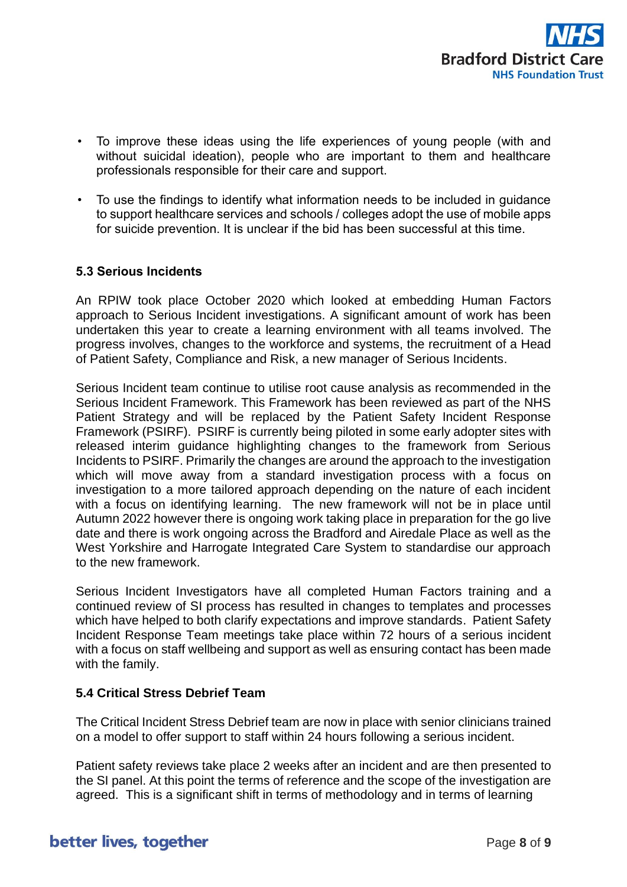- To improve these ideas using the life experiences of young people (with and without suicidal ideation), people who are important to them and healthcare professionals responsible for their care and support.
- To use the findings to identify what information needs to be included in guidance to support healthcare services and schools / colleges adopt the use of mobile apps for suicide prevention. It is unclear if the bid has been successful at this time.

### 5.3 Serious Incidents

An RPIW took place October 2020 which looked at embedding Human Factors approach to Serious Incident investigations. A significant amount of work has been undertaken this year to create a learning environment with all teams involved. The progress involves, changes to the workforce and systems, the recruitment of a Head of Patient Safety, Compliance and Risk, a new manager of Serious Incidents.

Serious Incident team continue to utilise root cause analysis as recommended in the Serious Incident Framework. This Framework has been reviewed as part of the NHS Patient Strategy and will be replaced by the Patient Safety Incident Response Framework (PSIRF). PSIRF is currently being piloted in some early adopter sites with released interim guidance highlighting changes to the framework from Serious Incidents to PSIRF. Primarily the changes are around the approach to the investigation which will move away from a standard investigation process with a focus on investigation to a more tailored approach depending on the nature of each incident with a focus on identifying learning. The new framework will not be in place until Autumn 2022 however there is ongoing work taking place in preparation for the go live date and there is work ongoing across the Bradford and Airedale Place as well as the West Yorkshire and Harrogate Integrated Care System to standardise our approach to the new framework.

Serious Incident Investigators have all completed Human Factors training and a continued review of SI process has resulted in changes to templates and processes which have helped to both clarify expectations and improve standards. Patient Safety Incident Response Team meetings take place within 72 hours of a serious incident with a focus on staff wellbeing and support as well as ensuring contact has been made with the family.

### 5.4 Critical Stress Debrief Team

The Critical Incident Stress Debrief team are now in place with senior clinicians trained on a model to offer support to staff within 24 hours following a serious incident.

Patient safety reviews take place 2 weeks after an incident and are then presented to the SI panel. At this point the terms of reference and the scope of the investigation are agreed. This is a significant shift in terms of methodology and in terms of learning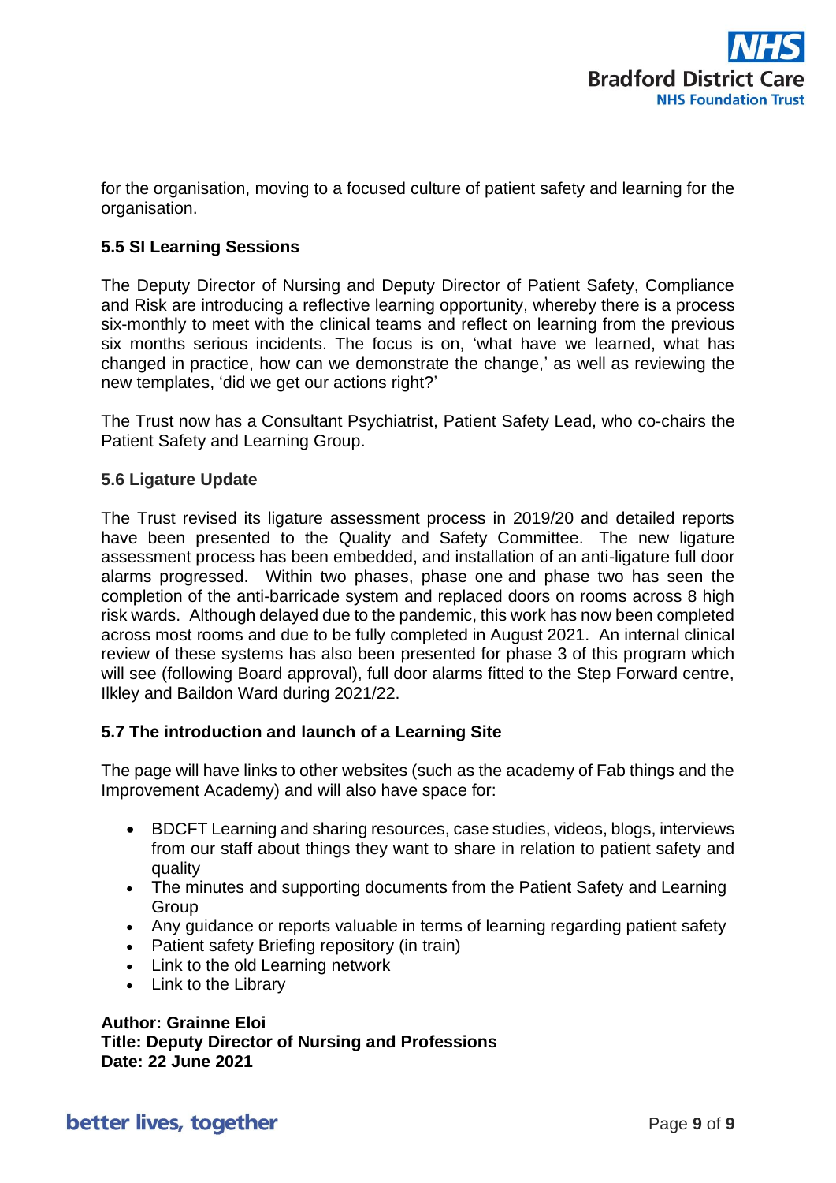for the organisation, moving to a focused culture of patient safety and learning for the organisation.

### 5.5 SI Learning Sessions

The Deputy Director of Nursing and Deputy Director of Patient Safety, Compliance and Risk are introducing a reflective learning opportunity, whereby there is a process six-monthly to meet with the clinical teams and reflect on learning from the previous six months serious incidents. The focus is on, 'what have we learned, what has changed in practice, how can we demonstrate the change,' as well as reviewing the new templates, 'did we get our actions right?'

The Trust now has a Consultant Psychiatrist, Patient Safety Lead, who co-chairs the Patient Safety and Learning Group.

### 5.6 Ligature Update

The Trust revised its ligature assessment process in 2019/20 and detailed reports have been presented to the Quality and Safety Committee. The new ligature assessment process has been embedded, and installation of an anti-ligature full door alarms progressed. Within two phases, phase one and phase two has seen the completion of the anti-barricade system and replaced doors on rooms across 8 high risk wards. Although delayed due to the pandemic, this work has now been completed across most rooms and due to be fully completed in August 2021. An internal clinical review of these systems has also been presented for phase 3 of this program which will see (following Board approval), full door alarms fitted to the Step Forward centre, Ilkley and Baildon Ward during 2021/22.

### 5.7 The introduction and launch of a Learning Site

The page will have links to other websites (such as the academy of Fab things and the Improvement Academy) and will also have space for:

- BDCFT Learning and sharing resources, case studies, videos, blogs, interviews from our staff about things they want to share in relation to patient safety and quality
- The minutes and supporting documents from the Patient Safety and Learning Group
- Any guidance or reports valuable in terms of learning regarding patient safety
- Patient safety Briefing repository (in train)
- Link to the old Learning network
- Link to the Library

**Author: Grainne Eloi**
**Title: Deputy Director of Nursing and Professions**
**Date: 22 June 2021**